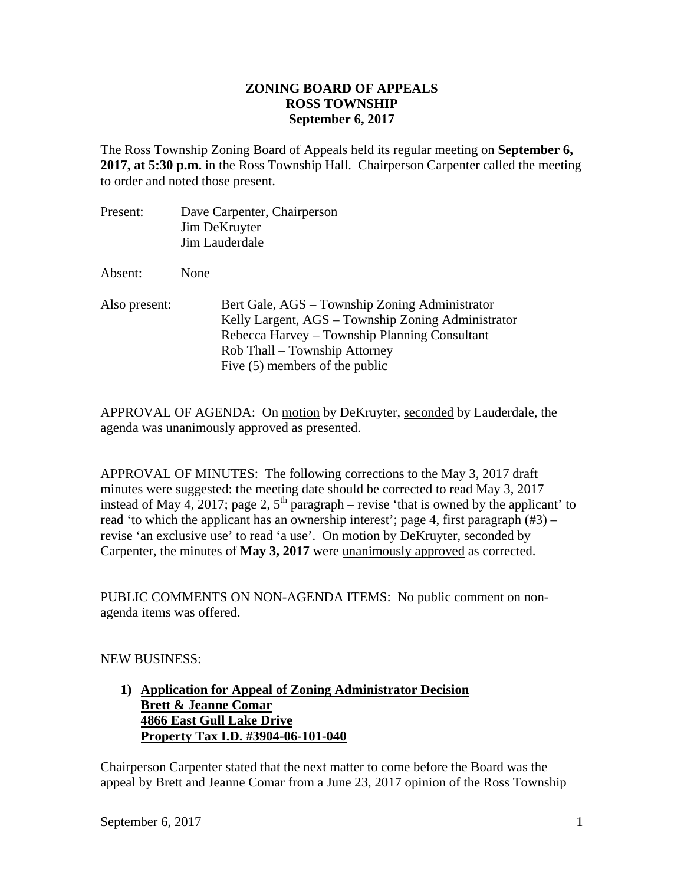# ZONING BOARD OF APPEALS
# ROSS TOWNSHIP
# September 6, 2017

The Ross Township Zoning Board of Appeals held its regular meeting on **September 6, 2017, at 5:30 p.m.** in the Ross Township Hall. Chairperson Carpenter called the meeting to order and noted those present.

Present: Dave Carpenter, Chairperson
Jim DeKruyter
Jim Lauderdale

Absent: None

Also present: Bert Gale, AGS – Township Zoning Administrator
Kelly Largent, AGS – Township Zoning Administrator
Rebecca Harvey – Township Planning Consultant
Rob Thall – Township Attorney
Five (5) members of the public

APPROVAL OF AGENDA: On motion by DeKruyter, seconded by Lauderdale, the agenda was unanimously approved as presented.

APPROVAL OF MINUTES: The following corrections to the May 3, 2017 draft minutes were suggested: the meeting date should be corrected to read May 3, 2017 instead of May 4, 2017; page 2, 5th paragraph – revise 'that is owned by the applicant' to read 'to which the applicant has an ownership interest'; page 4, first paragraph (#3) – revise 'an exclusive use' to read 'a use'. On motion by DeKruyter, seconded by Carpenter, the minutes of **May 3, 2017** were unanimously approved as corrected.

PUBLIC COMMENTS ON NON-AGENDA ITEMS: No public comment on non-agenda items was offered.

NEW BUSINESS:

1) **Application for Appeal of Zoning Administrator Decision**
   **Brett & Jeanne Comar**
   **4866 East Gull Lake Drive**
   **Property Tax I.D. #3904-06-101-040**

Chairperson Carpenter stated that the next matter to come before the Board was the appeal by Brett and Jeanne Comar from a June 23, 2017 opinion of the Ross Township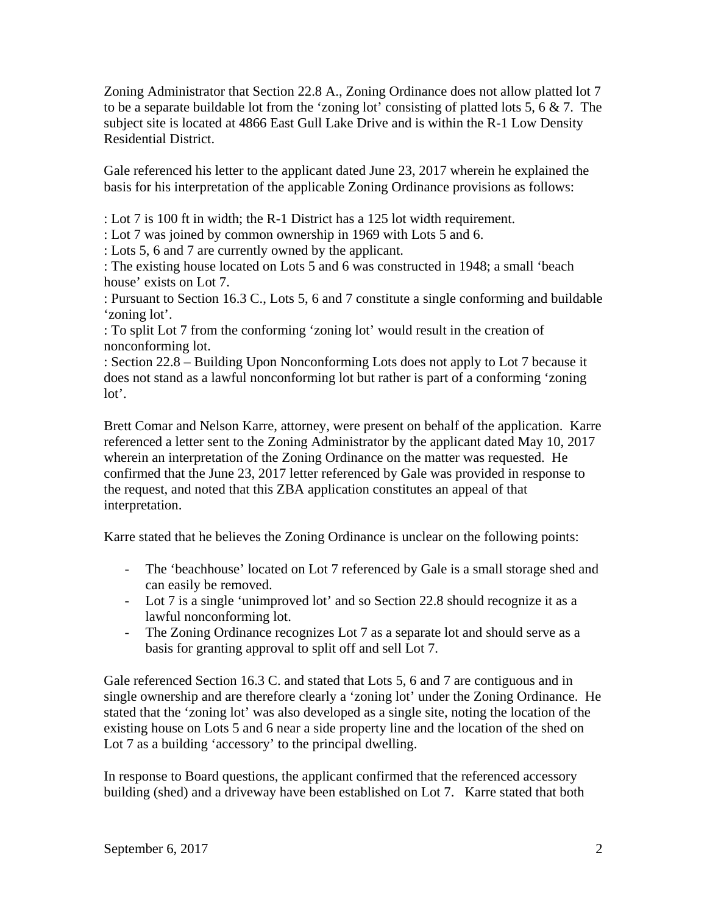Zoning Administrator that Section 22.8 A., Zoning Ordinance does not allow platted lot 7 to be a separate buildable lot from the 'zoning lot' consisting of platted lots 5, 6 & 7. The subject site is located at 4866 East Gull Lake Drive and is within the R-1 Low Density Residential District.

Gale referenced his letter to the applicant dated June 23, 2017 wherein he explained the basis for his interpretation of the applicable Zoning Ordinance provisions as follows:

: Lot 7 is 100 ft in width; the R-1 District has a 125 lot width requirement.
: Lot 7 was joined by common ownership in 1969 with Lots 5 and 6.
: Lots 5, 6 and 7 are currently owned by the applicant.
: The existing house located on Lots 5 and 6 was constructed in 1948; a small 'beach house' exists on Lot 7.
: Pursuant to Section 16.3 C., Lots 5, 6 and 7 constitute a single conforming and buildable 'zoning lot'.
: To split Lot 7 from the conforming 'zoning lot' would result in the creation of nonconforming lot.
: Section 22.8 – Building Upon Nonconforming Lots does not apply to Lot 7 because it does not stand as a lawful nonconforming lot but rather is part of a conforming 'zoning lot'.

Brett Comar and Nelson Karre, attorney, were present on behalf of the application. Karre referenced a letter sent to the Zoning Administrator by the applicant dated May 10, 2017 wherein an interpretation of the Zoning Ordinance on the matter was requested. He confirmed that the June 23, 2017 letter referenced by Gale was provided in response to the request, and noted that this ZBA application constitutes an appeal of that interpretation.

Karre stated that he believes the Zoning Ordinance is unclear on the following points:

- The 'beachhouse' located on Lot 7 referenced by Gale is a small storage shed and can easily be removed.
- Lot 7 is a single 'unimproved lot' and so Section 22.8 should recognize it as a lawful nonconforming lot.
- The Zoning Ordinance recognizes Lot 7 as a separate lot and should serve as a basis for granting approval to split off and sell Lot 7.

Gale referenced Section 16.3 C. and stated that Lots 5, 6 and 7 are contiguous and in single ownership and are therefore clearly a 'zoning lot' under the Zoning Ordinance. He stated that the 'zoning lot' was also developed as a single site, noting the location of the existing house on Lots 5 and 6 near a side property line and the location of the shed on Lot 7 as a building 'accessory' to the principal dwelling.

In response to Board questions, the applicant confirmed that the referenced accessory building (shed) and a driveway have been established on Lot 7. Karre stated that both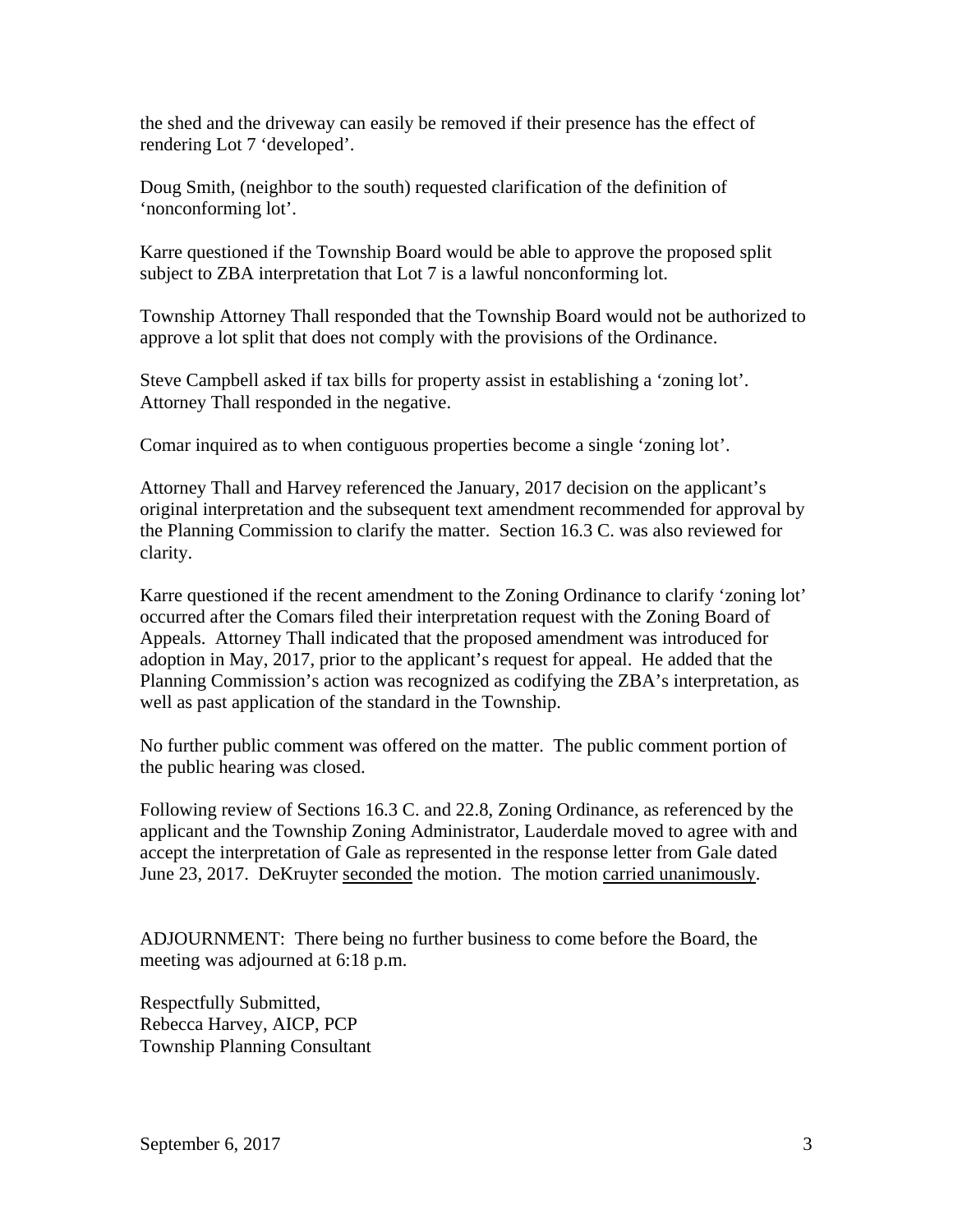the shed and the driveway can easily be removed if their presence has the effect of rendering Lot 7 'developed'.

Doug Smith, (neighbor to the south) requested clarification of the definition of 'nonconforming lot'.

Karre questioned if the Township Board would be able to approve the proposed split subject to ZBA interpretation that Lot 7 is a lawful nonconforming lot.

Township Attorney Thall responded that the Township Board would not be authorized to approve a lot split that does not comply with the provisions of the Ordinance.

Steve Campbell asked if tax bills for property assist in establishing a 'zoning lot'. Attorney Thall responded in the negative.

Comar inquired as to when contiguous properties become a single 'zoning lot'.

Attorney Thall and Harvey referenced the January, 2017 decision on the applicant's original interpretation and the subsequent text amendment recommended for approval by the Planning Commission to clarify the matter. Section 16.3 C. was also reviewed for clarity.

Karre questioned if the recent amendment to the Zoning Ordinance to clarify 'zoning lot' occurred after the Comars filed their interpretation request with the Zoning Board of Appeals. Attorney Thall indicated that the proposed amendment was introduced for adoption in May, 2017, prior to the applicant's request for appeal. He added that the Planning Commission's action was recognized as codifying the ZBA's interpretation, as well as past application of the standard in the Township.

No further public comment was offered on the matter. The public comment portion of the public hearing was closed.

Following review of Sections 16.3 C. and 22.8, Zoning Ordinance, as referenced by the applicant and the Township Zoning Administrator, Lauderdale moved to agree with and accept the interpretation of Gale as represented in the response letter from Gale dated June 23, 2017. DeKruyter seconded the motion. The motion carried unanimously.

ADJOURNMENT: There being no further business to come before the Board, the meeting was adjourned at 6:18 p.m.

Respectfully Submitted,
Rebecca Harvey, AICP, PCP
Township Planning Consultant

September 6, 2017